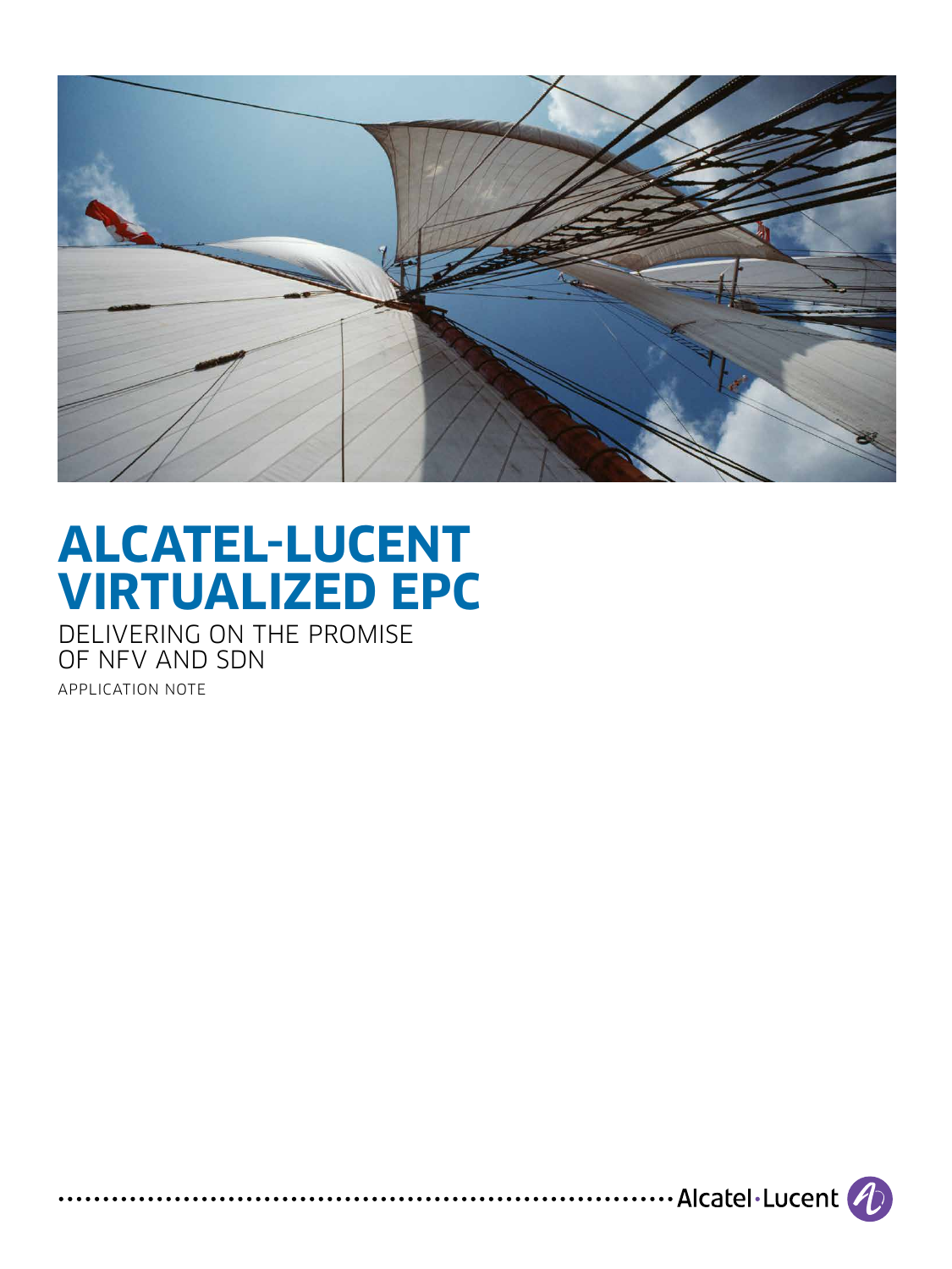# ALCATEL-LUCENT VIRTUALIZED EPC

DELIVERING ON THE PROMISE OF NFV AND SDN

APPLICATION NOTE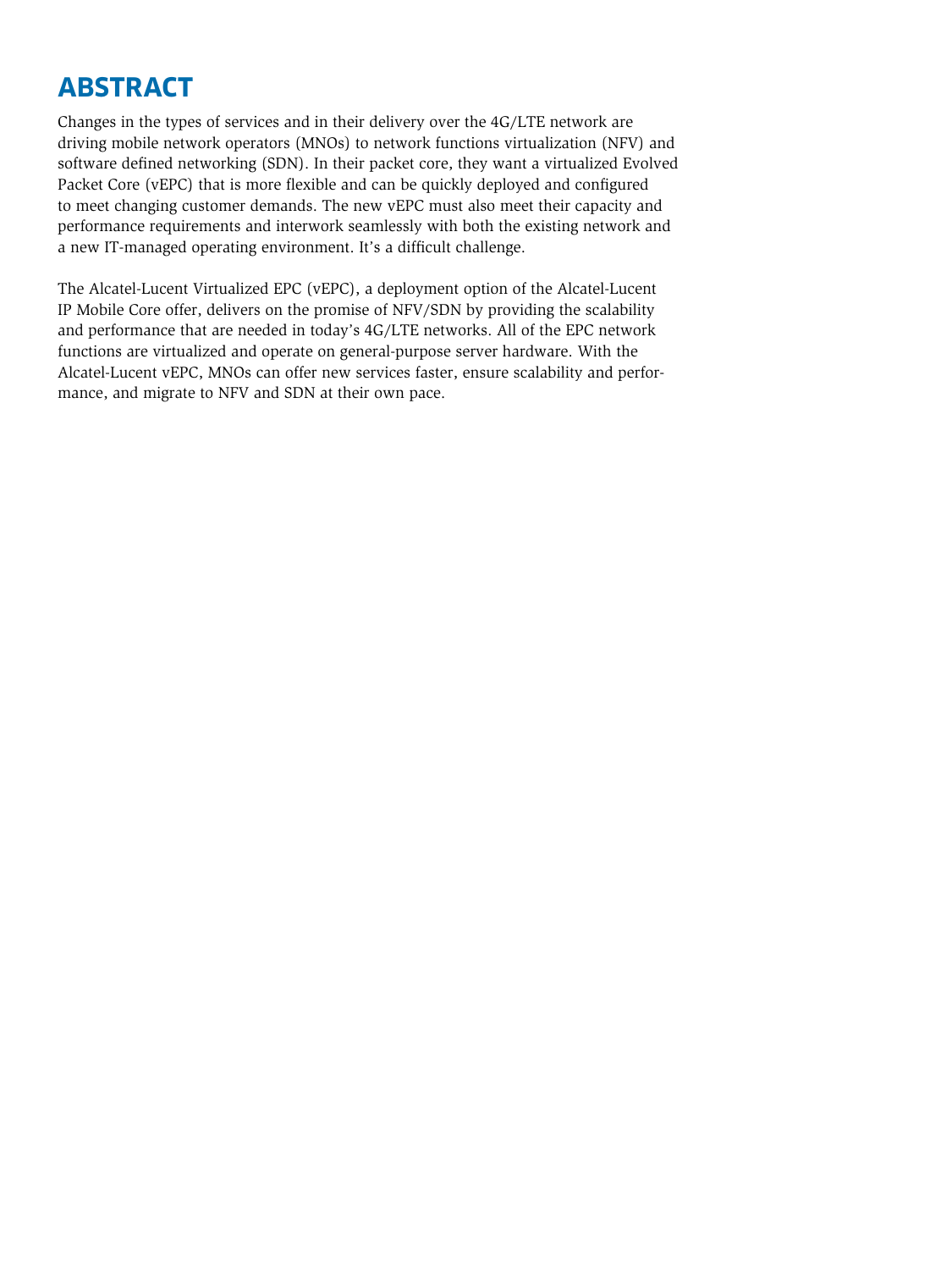# ABSTRACT

Changes in the types of services and in their delivery over the 4G/LTE network are driving mobile network operators (MNOs) to network functions virtualization (NFV) and software defined networking (SDN). In their packet core, they want a virtualized Evolved Packet Core (vEPC) that is more flexible and can be quickly deployed and configured to meet changing customer demands. The new vEPC must also meet their capacity and performance requirements and interwork seamlessly with both the existing network and a new IT-managed operating environment. It's a difficult challenge.

The Alcatel-Lucent Virtualized EPC (vEPC), a deployment option of the Alcatel-Lucent IP Mobile Core offer, delivers on the promise of NFV/SDN by providing the scalability and performance that are needed in today's 4G/LTE networks. All of the EPC network functions are virtualized and operate on general-purpose server hardware. With the Alcatel-Lucent vEPC, MNOs can offer new services faster, ensure scalability and performance, and migrate to NFV and SDN at their own pace.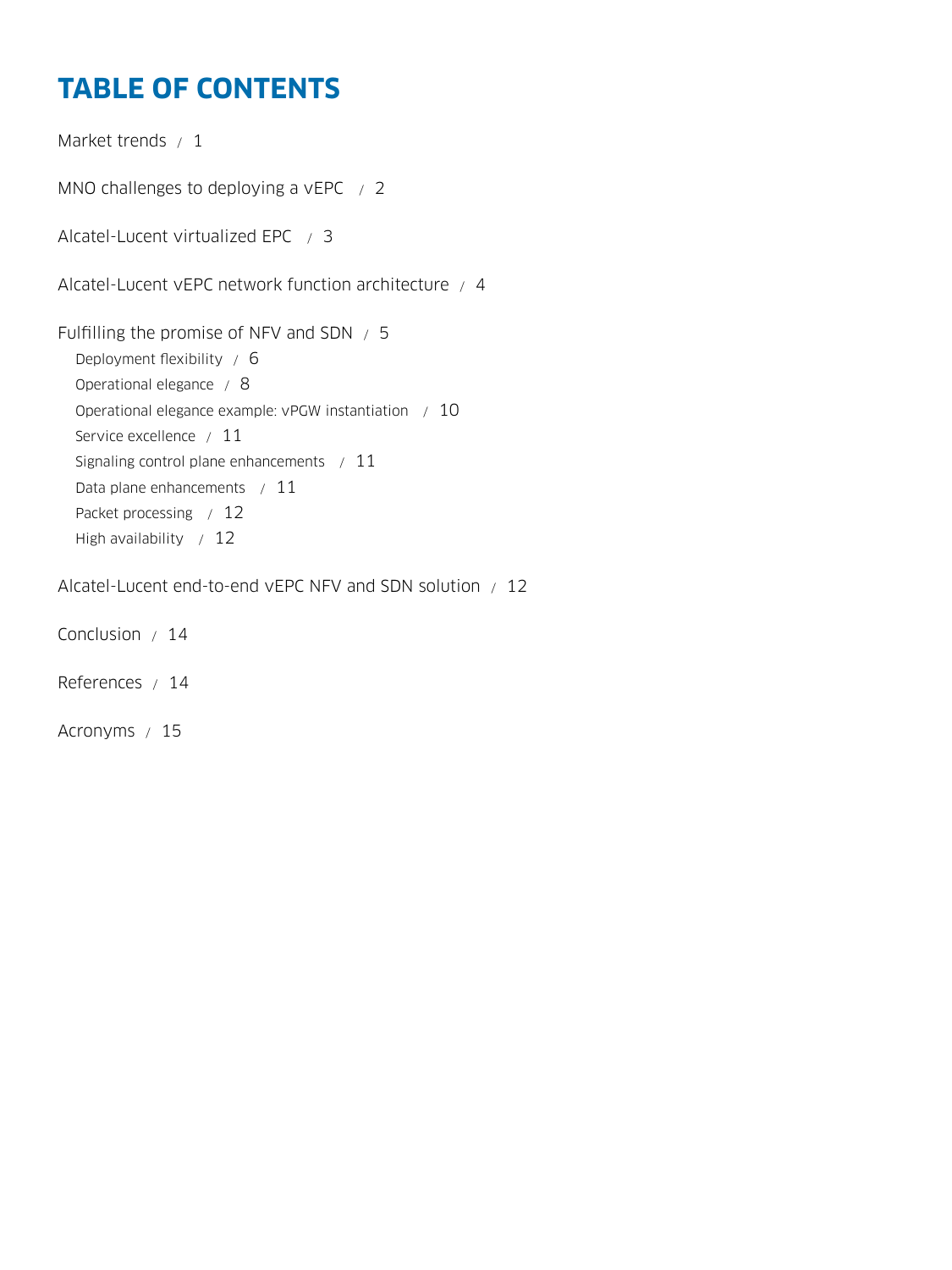# TABLE OF CONTENTS

Market trends / 1

MNO challenges to deploying a vEPC / 2

Alcatel-Lucent virtualized EPC / 3

Alcatel-Lucent vEPC network function architecture / 4

Fulfilling the promise of NFV and SDN / 5

- Deployment flexibility / 6
- Operational elegance / 8
- Operational elegance example: vPGW instantiation / 10
- Service excellence / 11
- Signaling control plane enhancements / 11
- Data plane enhancements / 11
- Packet processing / 12
- High availability / 12

Alcatel-Lucent end-to-end vEPC NFV and SDN solution / 12

Conclusion / 14

References / 14

Acronyms / 15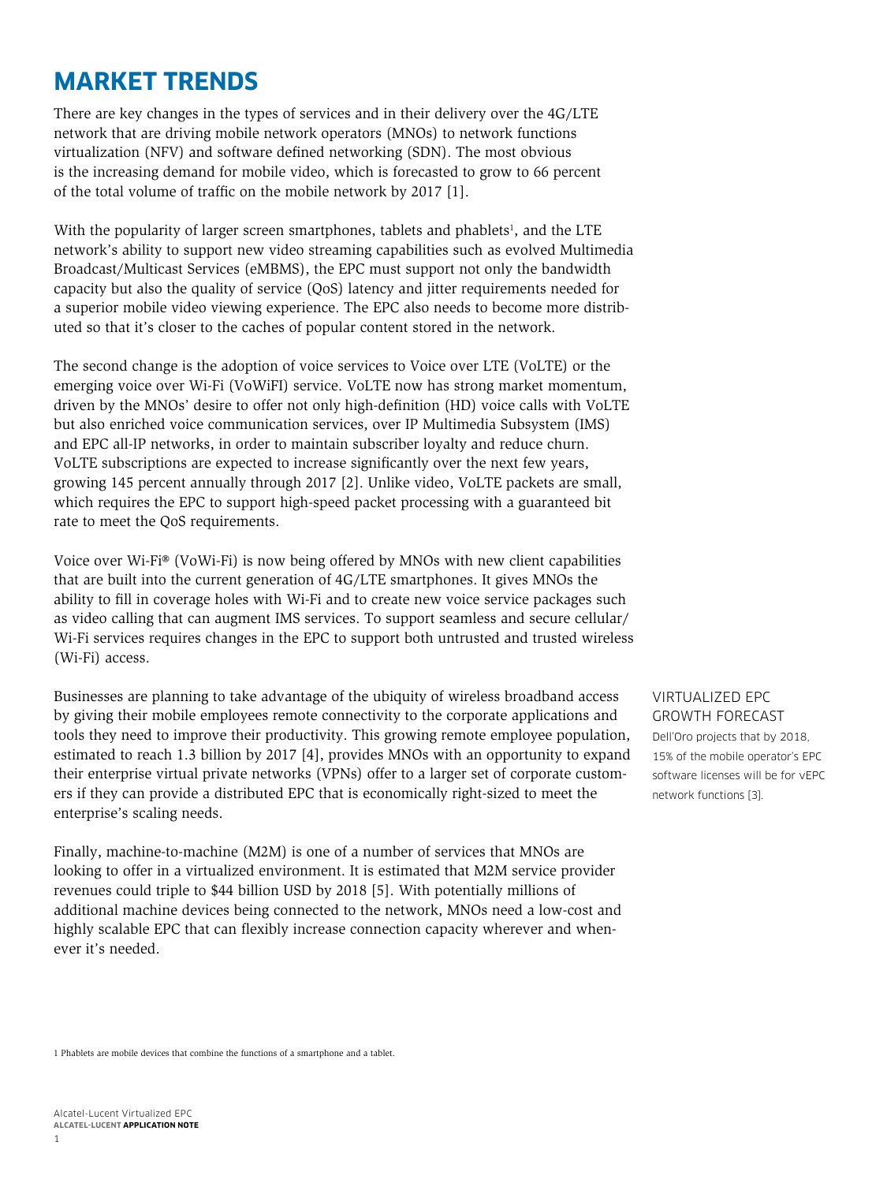# MARKET TRENDS

There are key changes in the types of services and in their delivery over the 4G/LTE network that are driving mobile network operators (MNOs) to network functions virtualization (NFV) and software defined networking (SDN). The most obvious is the increasing demand for mobile video, which is forecasted to grow to 66 percent of the total volume of traffic on the mobile network by 2017 [1].

With the popularity of larger screen smartphones, tablets and phablets[1], and the LTE network's ability to support new video streaming capabilities such as evolved Multimedia Broadcast/Multicast Services (eMBMS), the EPC must support not only the bandwidth capacity but also the quality of service (QoS) latency and jitter requirements needed for a superior mobile video viewing experience. The EPC also needs to become more distributed so that it's closer to the caches of popular content stored in the network.

The second change is the adoption of voice services to Voice over LTE (VoLTE) or the emerging voice over Wi-Fi (VoWiFI) service. VoLTE now has strong market momentum, driven by the MNOs' desire to offer not only high-definition (HD) voice calls with VoLTE but also enriched voice communication services, over IP Multimedia Subsystem (IMS) and EPC all-IP networks, in order to maintain subscriber loyalty and reduce churn. VoLTE subscriptions are expected to increase significantly over the next few years, growing 145 percent annually through 2017 [2]. Unlike video, VoLTE packets are small, which requires the EPC to support high-speed packet processing with a guaranteed bit rate to meet the QoS requirements.

Voice over Wi-Fi® (VoWi-Fi) is now being offered by MNOs with new client capabilities that are built into the current generation of 4G/LTE smartphones. It gives MNOs the ability to fill in coverage holes with Wi-Fi and to create new voice service packages such as video calling that can augment IMS services. To support seamless and secure cellular/ Wi-Fi services requires changes in the EPC to support both untrusted and trusted wireless (Wi-Fi) access.

Businesses are planning to take advantage of the ubiquity of wireless broadband access by giving their mobile employees remote connectivity to the corporate applications and tools they need to improve their productivity. This growing remote employee population, estimated to reach 1.3 billion by 2017 [4], provides MNOs with an opportunity to expand their enterprise virtual private networks (VPNs) offer to a larger set of corporate customers if they can provide a distributed EPC that is economically right-sized to meet the enterprise's scaling needs.

VIRTUALIZED EPC GROWTH FORECAST

Dell'Oro projects that by 2018, 15% of the mobile operator's EPC software licenses will be for vEPC network functions [3].

Finally, machine-to-machine (M2M) is one of a number of services that MNOs are looking to offer in a virtualized environment. It is estimated that M2M service provider revenues could triple to $44 billion USD by 2018 [5]. With potentially millions of additional machine devices being connected to the network, MNOs need a low-cost and highly scalable EPC that can flexibly increase connection capacity wherever and whenever it's needed.

[1] Phablets are mobile devices that combine the functions of a smartphone and a tablet.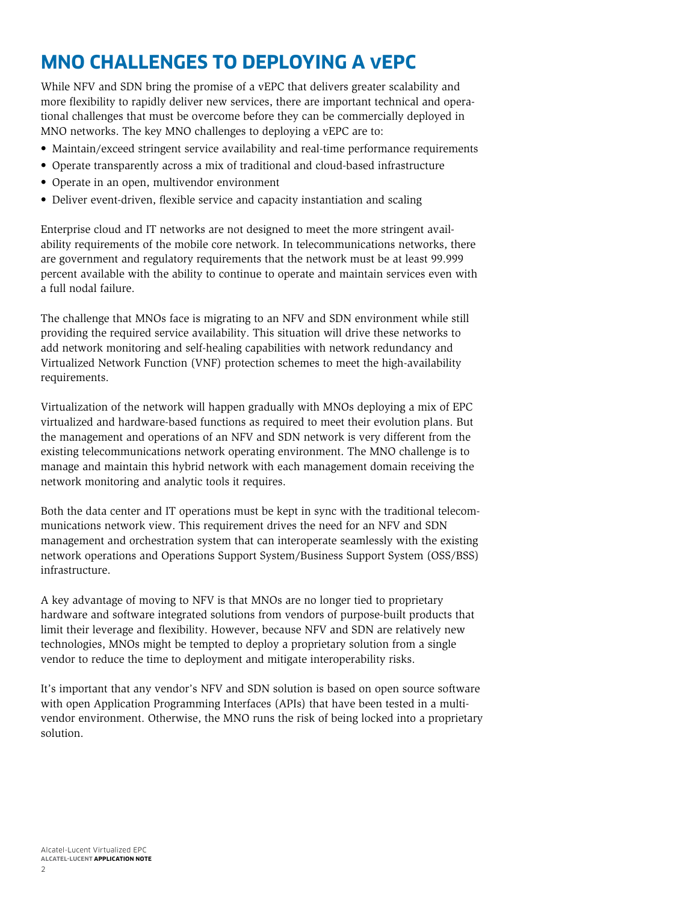# MNO CHALLENGES TO DEPLOYING A vEPC

While NFV and SDN bring the promise of a vEPC that delivers greater scalability and more flexibility to rapidly deliver new services, there are important technical and operational challenges that must be overcome before they can be commercially deployed in MNO networks. The key MNO challenges to deploying a vEPC are to:

- Maintain/exceed stringent service availability and real-time performance requirements
- Operate transparently across a mix of traditional and cloud-based infrastructure
- Operate in an open, multivendor environment
- Deliver event-driven, flexible service and capacity instantiation and scaling

Enterprise cloud and IT networks are not designed to meet the more stringent availability requirements of the mobile core network. In telecommunications networks, there are government and regulatory requirements that the network must be at least 99.999 percent available with the ability to continue to operate and maintain services even with a full nodal failure.

The challenge that MNOs face is migrating to an NFV and SDN environment while still providing the required service availability. This situation will drive these networks to add network monitoring and self-healing capabilities with network redundancy and Virtualized Network Function (VNF) protection schemes to meet the high-availability requirements.

Virtualization of the network will happen gradually with MNOs deploying a mix of EPC virtualized and hardware-based functions as required to meet their evolution plans. But the management and operations of an NFV and SDN network is very different from the existing telecommunications network operating environment. The MNO challenge is to manage and maintain this hybrid network with each management domain receiving the network monitoring and analytic tools it requires.

Both the data center and IT operations must be kept in sync with the traditional telecommunications network view. This requirement drives the need for an NFV and SDN management and orchestration system that can interoperate seamlessly with the existing network operations and Operations Support System/Business Support System (OSS/BSS) infrastructure.

A key advantage of moving to NFV is that MNOs are no longer tied to proprietary hardware and software integrated solutions from vendors of purpose-built products that limit their leverage and flexibility. However, because NFV and SDN are relatively new technologies, MNOs might be tempted to deploy a proprietary solution from a single vendor to reduce the time to deployment and mitigate interoperability risks.

It's important that any vendor's NFV and SDN solution is based on open source software with open Application Programming Interfaces (APIs) that have been tested in a multivendor environment. Otherwise, the MNO runs the risk of being locked into a proprietary solution.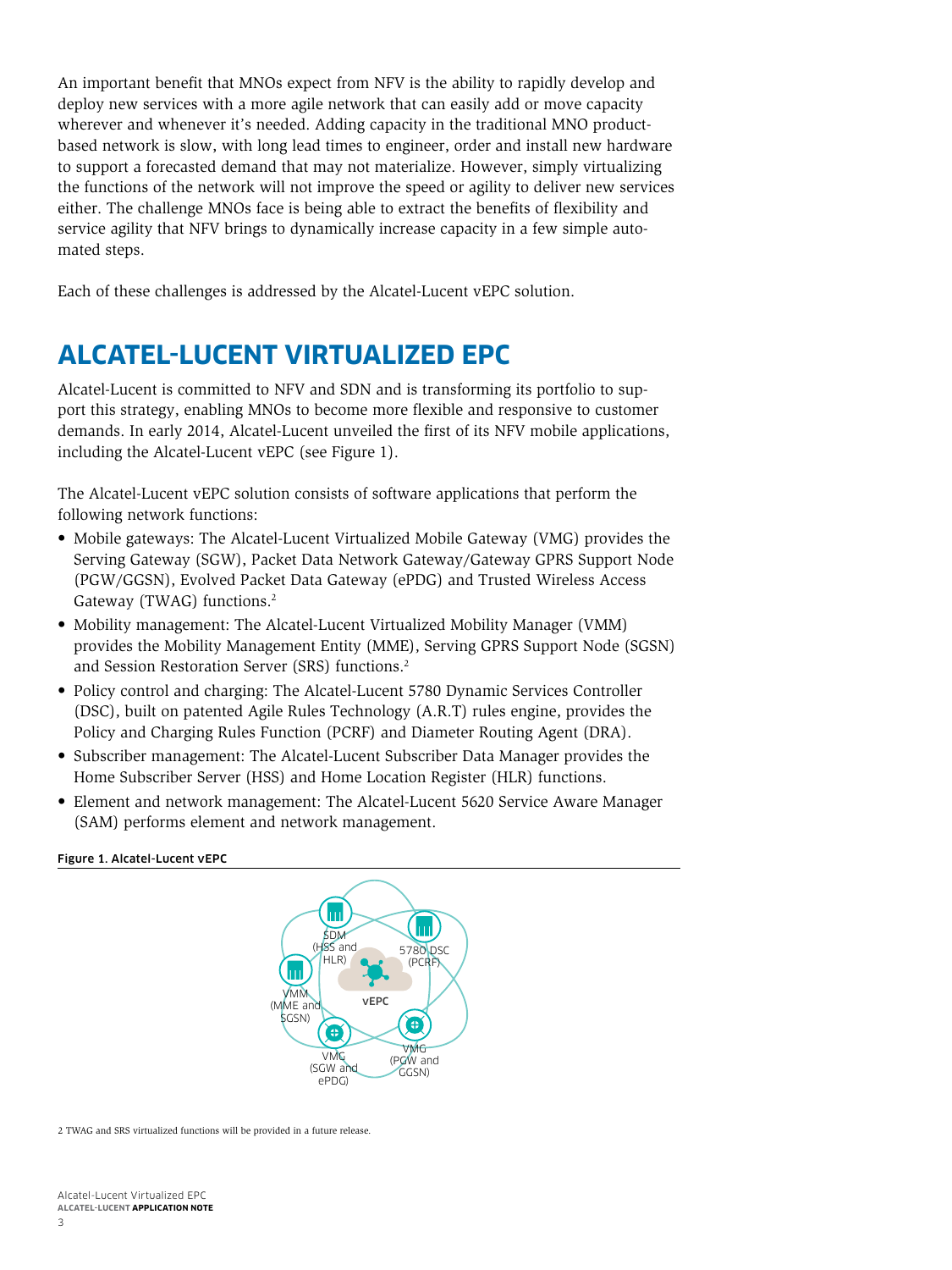An important benefit that MNOs expect from NFV is the ability to rapidly develop and deploy new services with a more agile network that can easily add or move capacity wherever and whenever it's needed. Adding capacity in the traditional MNO product-based network is slow, with long lead times to engineer, order and install new hardware to support a forecasted demand that may not materialize. However, simply virtualizing the functions of the network will not improve the speed or agility to deliver new services either. The challenge MNOs face is being able to extract the benefits of flexibility and service agility that NFV brings to dynamically increase capacity in a few simple automated steps.

Each of these challenges is addressed by the Alcatel-Lucent vEPC solution.

# ALCATEL-LUCENT VIRTUALIZED EPC

Alcatel-Lucent is committed to NFV and SDN and is transforming its portfolio to support this strategy, enabling MNOs to become more flexible and responsive to customer demands. In early 2014, Alcatel-Lucent unveiled the first of its NFV mobile applications, including the Alcatel-Lucent vEPC (see Figure 1).

The Alcatel-Lucent vEPC solution consists of software applications that perform the following network functions:

- Mobile gateways: The Alcatel-Lucent Virtualized Mobile Gateway (VMG) provides the Serving Gateway (SGW), Packet Data Network Gateway/Gateway GPRS Support Node (PGW/GGSN), Evolved Packet Data Gateway (ePDG) and Trusted Wireless Access Gateway (TWAG) functions.[2]
- Mobility management: The Alcatel-Lucent Virtualized Mobility Manager (VMM) provides the Mobility Management Entity (MME), Serving GPRS Support Node (SGSN) and Session Restoration Server (SRS) functions.[2]
- Policy control and charging: The Alcatel-Lucent 5780 Dynamic Services Controller (DSC), built on patented Agile Rules Technology (A.R.T) rules engine, provides the Policy and Charging Rules Function (PCRF) and Diameter Routing Agent (DRA).
- Subscriber management: The Alcatel-Lucent Subscriber Data Manager provides the Home Subscriber Server (HSS) and Home Location Register (HLR) functions.
- Element and network management: The Alcatel-Lucent 5620 Service Aware Manager (SAM) performs element and network management.

**Figure 1. Alcatel-Lucent vEPC**

2 TWAG and SRS virtualized functions will be provided in a future release.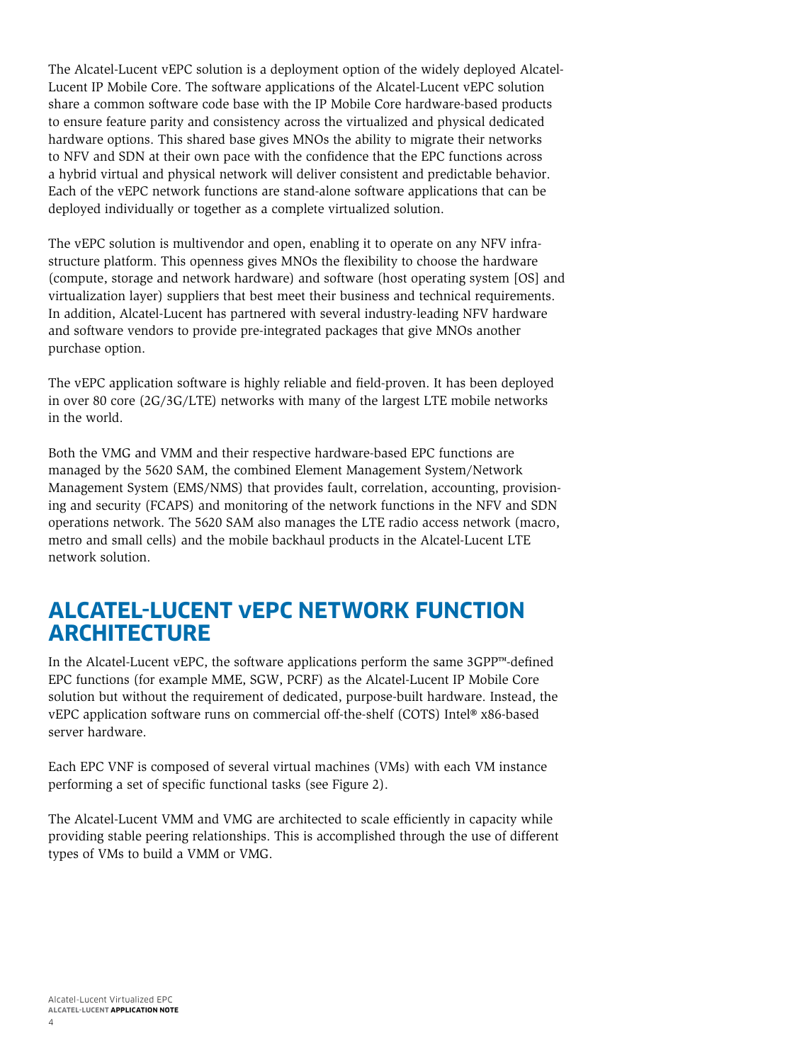The Alcatel-Lucent vEPC solution is a deployment option of the widely deployed Alcatel-Lucent IP Mobile Core. The software applications of the Alcatel-Lucent vEPC solution share a common software code base with the IP Mobile Core hardware-based products to ensure feature parity and consistency across the virtualized and physical dedicated hardware options. This shared base gives MNOs the ability to migrate their networks to NFV and SDN at their own pace with the confidence that the EPC functions across a hybrid virtual and physical network will deliver consistent and predictable behavior. Each of the vEPC network functions are stand-alone software applications that can be deployed individually or together as a complete virtualized solution.

The vEPC solution is multivendor and open, enabling it to operate on any NFV infrastructure platform. This openness gives MNOs the flexibility to choose the hardware (compute, storage and network hardware) and software (host operating system [OS] and virtualization layer) suppliers that best meet their business and technical requirements. In addition, Alcatel-Lucent has partnered with several industry-leading NFV hardware and software vendors to provide pre-integrated packages that give MNOs another purchase option.

The vEPC application software is highly reliable and field-proven. It has been deployed in over 80 core (2G/3G/LTE) networks with many of the largest LTE mobile networks in the world.

Both the VMG and VMM and their respective hardware-based EPC functions are managed by the 5620 SAM, the combined Element Management System/Network Management System (EMS/NMS) that provides fault, correlation, accounting, provisioning and security (FCAPS) and monitoring of the network functions in the NFV and SDN operations network. The 5620 SAM also manages the LTE radio access network (macro, metro and small cells) and the mobile backhaul products in the Alcatel-Lucent LTE network solution.

## ALCATEL-LUCENT vEPC NETWORK FUNCTION ARCHITECTURE

In the Alcatel-Lucent vEPC, the software applications perform the same 3GPP™-defined EPC functions (for example MME, SGW, PCRF) as the Alcatel-Lucent IP Mobile Core solution but without the requirement of dedicated, purpose-built hardware. Instead, the vEPC application software runs on commercial off-the-shelf (COTS) Intel® x86-based server hardware.

Each EPC VNF is composed of several virtual machines (VMs) with each VM instance performing a set of specific functional tasks (see Figure 2).

The Alcatel-Lucent VMM and VMG are architected to scale efficiently in capacity while providing stable peering relationships. This is accomplished through the use of different types of VMs to build a VMM or VMG.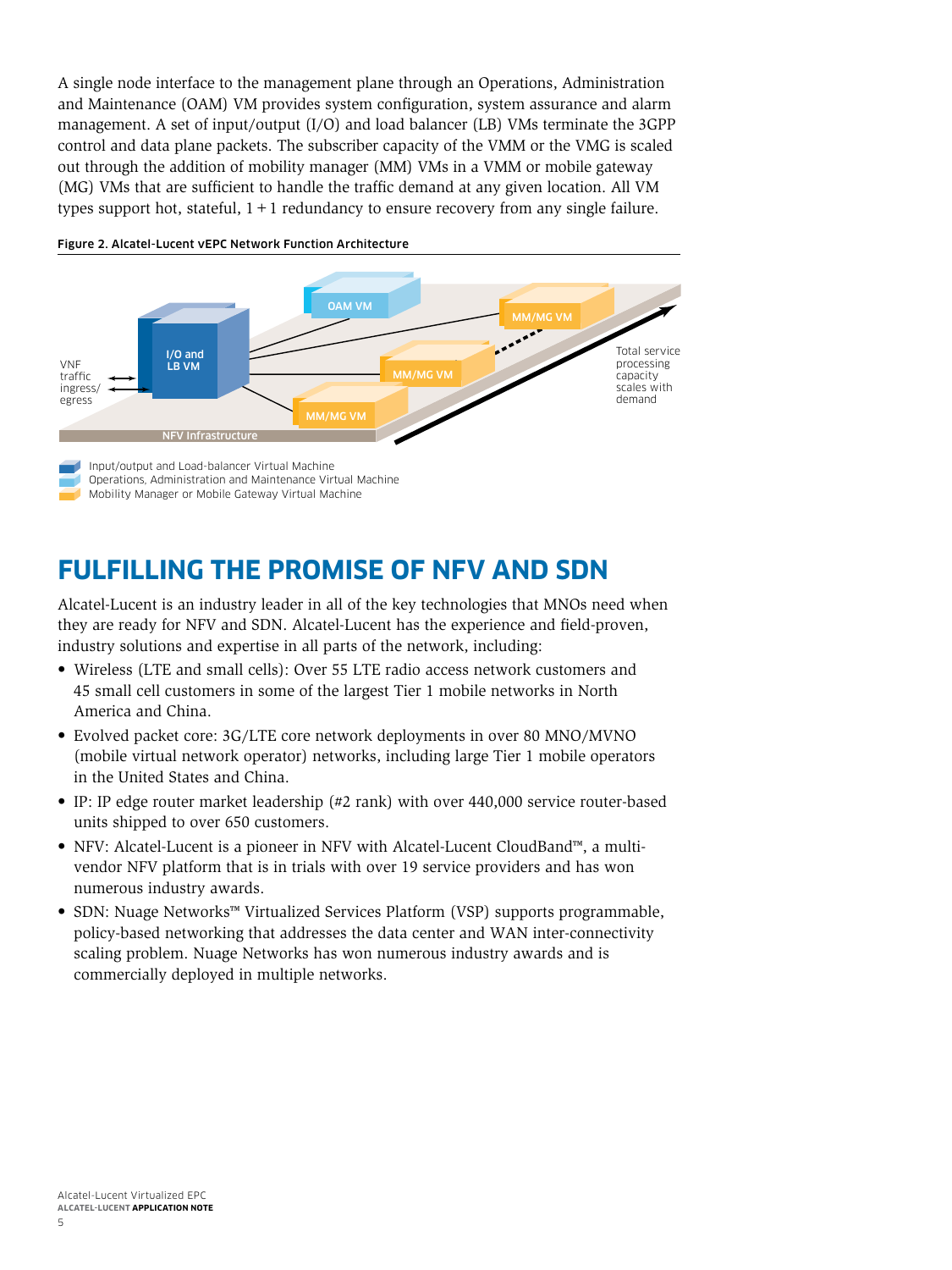A single node interface to the management plane through an Operations, Administration and Maintenance (OAM) VM provides system configuration, system assurance and alarm management. A set of input/output (I/O) and load balancer (LB) VMs terminate the 3GPP control and data plane packets. The subscriber capacity of the VMM or the VMG is scaled out through the addition of mobility manager (MM) VMs in a VMM or mobile gateway (MG) VMs that are sufficient to handle the traffic demand at any given location. All VM types support hot, stateful, 1 + 1 redundancy to ensure recovery from any single failure.

**Figure 2. Alcatel-Lucent vEPC Network Function Architecture**

VNF traffic ingress/egress

I/O and LB VM

OAM VM

MM/MG VM

MM/MG VM

MM/MG VM

NFV Infrastructure

Total service processing capacity scales with demand

Input/output and Load-balancer Virtual Machine
Operations, Administration and Maintenance Virtual Machine
Mobility Manager or Mobile Gateway Virtual Machine

## FULFILLING THE PROMISE OF NFV AND SDN

Alcatel-Lucent is an industry leader in all of the key technologies that MNOs need when they are ready for NFV and SDN. Alcatel-Lucent has the experience and field-proven, industry solutions and expertise in all parts of the network, including:

- Wireless (LTE and small cells): Over 55 LTE radio access network customers and 45 small cell customers in some of the largest Tier 1 mobile networks in North America and China.
- Evolved packet core: 3G/LTE core network deployments in over 80 MNO/MVNO (mobile virtual network operator) networks, including large Tier 1 mobile operators in the United States and China.
- IP: IP edge router market leadership (#2 rank) with over 440,000 service router-based units shipped to over 650 customers.
- NFV: Alcatel-Lucent is a pioneer in NFV with Alcatel-Lucent CloudBand™, a multi-vendor NFV platform that is in trials with over 19 service providers and has won numerous industry awards.
- SDN: Nuage Networks™ Virtualized Services Platform (VSP) supports programmable, policy-based networking that addresses the data center and WAN inter-connectivity scaling problem. Nuage Networks has won numerous industry awards and is commercially deployed in multiple networks.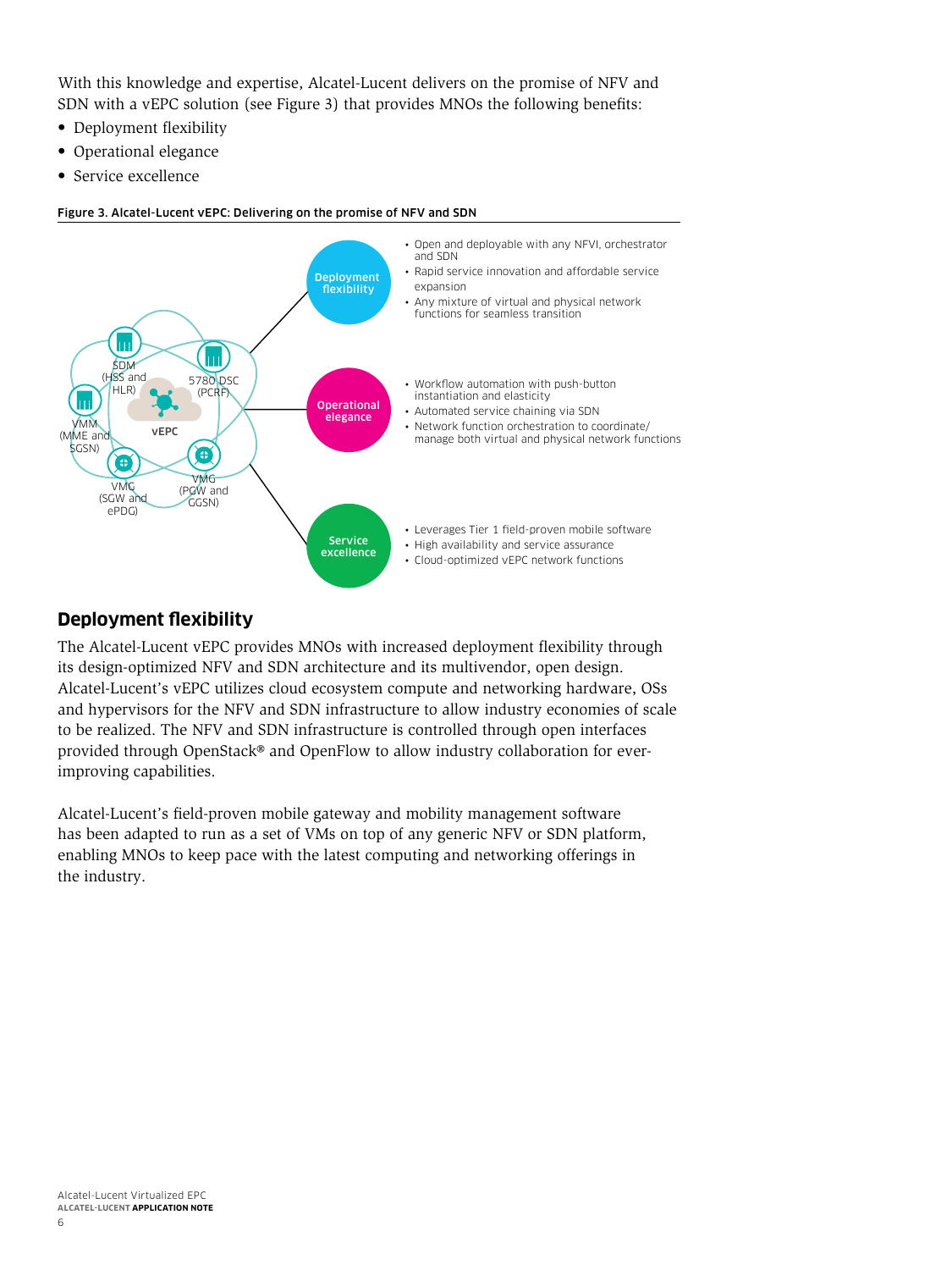With this knowledge and expertise, Alcatel-Lucent delivers on the promise of NFV and SDN with a vEPC solution (see Figure 3) that provides MNOs the following benefits:

- Deployment flexibility
- Operational elegance
- Service excellence

**Figure 3. Alcatel-Lucent vEPC: Delivering on the promise of NFV and SDN**

SDM (HSS and HLR)
5780 DSC (PCRF)
VMM (MME and SGSN)
vEPC
VMG (SGW and ePDG)
VMG (PGW and GGSN)

Deployment flexibility
- Open and deployable with any NFVI, orchestrator and SDN
- Rapid service innovation and affordable service expansion
- Any mixture of virtual and physical network functions for seamless transition

Operational elegance
- Workflow automation with push-button instantiation and elasticity
- Automated service chaining via SDN
- Network function orchestration to coordinate/manage both virtual and physical network functions

Service excellence
- Leverages Tier 1 field-proven mobile software
- High availability and service assurance
- Cloud-optimized vEPC network functions

## Deployment flexibility

The Alcatel-Lucent vEPC provides MNOs with increased deployment flexibility through its design-optimized NFV and SDN architecture and its multivendor, open design. Alcatel-Lucent's vEPC utilizes cloud ecosystem compute and networking hardware, OSs and hypervisors for the NFV and SDN infrastructure to allow industry economies of scale to be realized. The NFV and SDN infrastructure is controlled through open interfaces provided through OpenStack® and OpenFlow to allow industry collaboration for ever-improving capabilities.

Alcatel-Lucent's field-proven mobile gateway and mobility management software has been adapted to run as a set of VMs on top of any generic NFV or SDN platform, enabling MNOs to keep pace with the latest computing and networking offerings in the industry.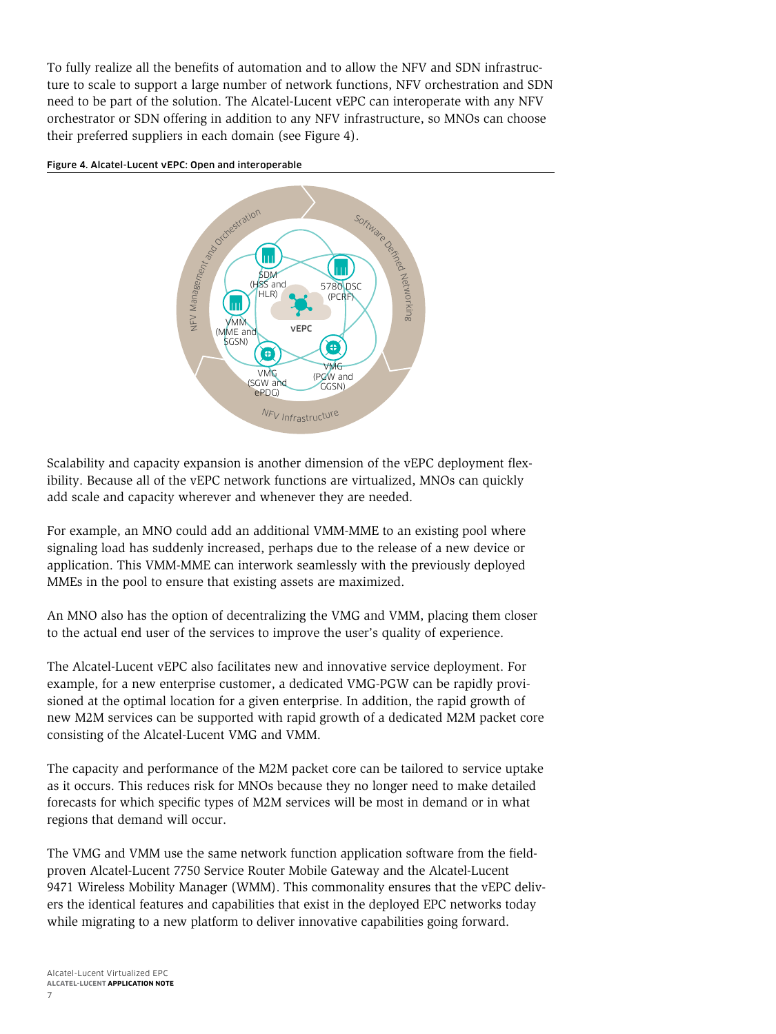To fully realize all the benefits of automation and to allow the NFV and SDN infrastructure to scale to support a large number of network functions, NFV orchestration and SDN need to be part of the solution. The Alcatel-Lucent vEPC can interoperate with any NFV orchestrator or SDN offering in addition to any NFV infrastructure, so MNOs can choose their preferred suppliers in each domain (see Figure 4).

**Figure 4. Alcatel-Lucent vEPC: Open and interoperable**

Scalability and capacity expansion is another dimension of the vEPC deployment flexibility. Because all of the vEPC network functions are virtualized, MNOs can quickly add scale and capacity wherever and whenever they are needed.

For example, an MNO could add an additional VMM-MME to an existing pool where signaling load has suddenly increased, perhaps due to the release of a new device or application. This VMM-MME can interwork seamlessly with the previously deployed MMEs in the pool to ensure that existing assets are maximized.

An MNO also has the option of decentralizing the VMG and VMM, placing them closer to the actual end user of the services to improve the user's quality of experience.

The Alcatel-Lucent vEPC also facilitates new and innovative service deployment. For example, for a new enterprise customer, a dedicated VMG-PGW can be rapidly provisioned at the optimal location for a given enterprise. In addition, the rapid growth of new M2M services can be supported with rapid growth of a dedicated M2M packet core consisting of the Alcatel-Lucent VMG and VMM.

The capacity and performance of the M2M packet core can be tailored to service uptake as it occurs. This reduces risk for MNOs because they no longer need to make detailed forecasts for which specific types of M2M services will be most in demand or in what regions that demand will occur.

The VMG and VMM use the same network function application software from the field-proven Alcatel-Lucent 7750 Service Router Mobile Gateway and the Alcatel-Lucent 9471 Wireless Mobility Manager (WMM). This commonality ensures that the vEPC delivers the identical features and capabilities that exist in the deployed EPC networks today while migrating to a new platform to deliver innovative capabilities going forward.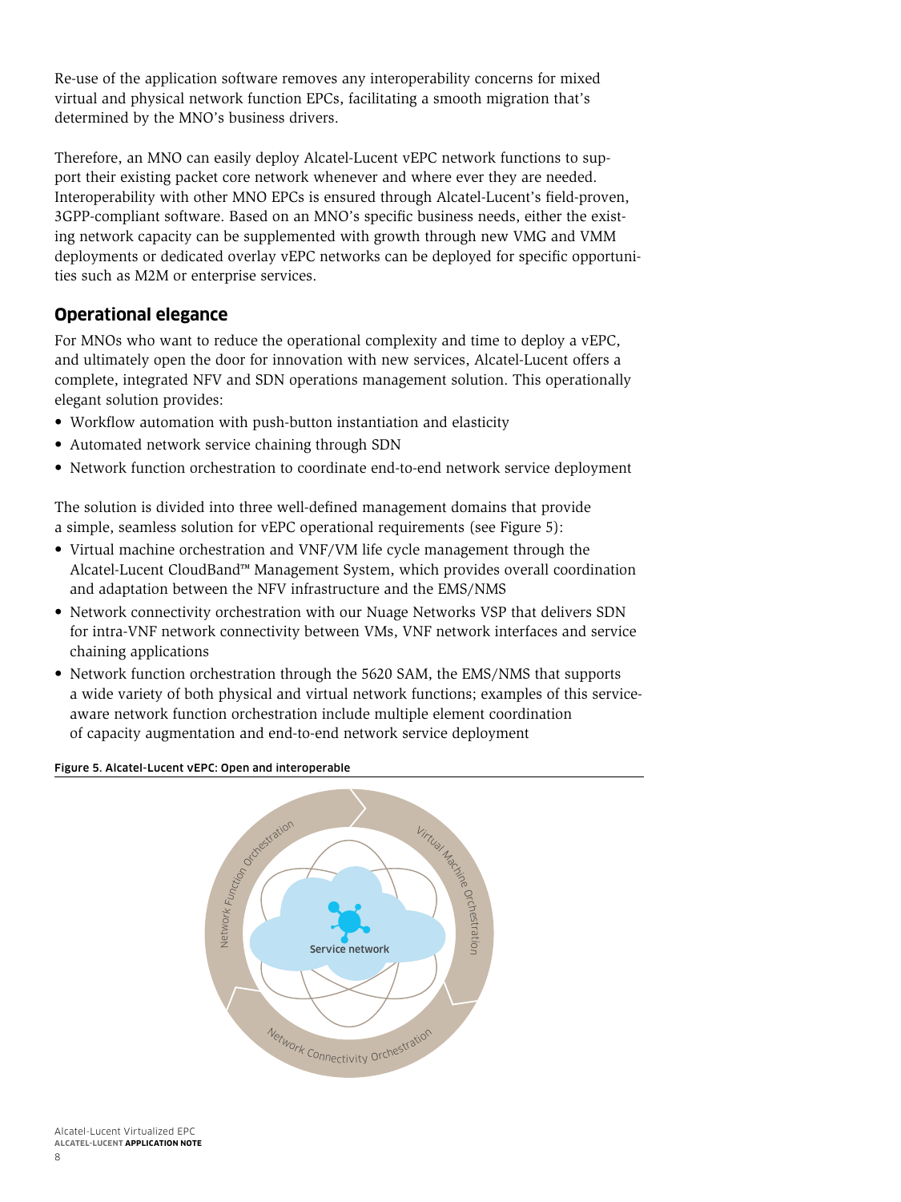Re-use of the application software removes any interoperability concerns for mixed virtual and physical network function EPCs, facilitating a smooth migration that's determined by the MNO's business drivers.

Therefore, an MNO can easily deploy Alcatel-Lucent vEPC network functions to support their existing packet core network whenever and where ever they are needed. Interoperability with other MNO EPCs is ensured through Alcatel-Lucent's field-proven, 3GPP-compliant software. Based on an MNO's specific business needs, either the existing network capacity can be supplemented with growth through new VMG and VMM deployments or dedicated overlay vEPC networks can be deployed for specific opportunities such as M2M or enterprise services.

## Operational elegance

For MNOs who want to reduce the operational complexity and time to deploy a vEPC, and ultimately open the door for innovation with new services, Alcatel-Lucent offers a complete, integrated NFV and SDN operations management solution. This operationally elegant solution provides:

- Workflow automation with push-button instantiation and elasticity
- Automated network service chaining through SDN
- Network function orchestration to coordinate end-to-end network service deployment

The solution is divided into three well-defined management domains that provide a simple, seamless solution for vEPC operational requirements (see Figure 5):

- Virtual machine orchestration and VNF/VM life cycle management through the Alcatel-Lucent CloudBand™ Management System, which provides overall coordination and adaptation between the NFV infrastructure and the EMS/NMS
- Network connectivity orchestration with our Nuage Networks VSP that delivers SDN for intra-VNF network connectivity between VMs, VNF network interfaces and service chaining applications
- Network function orchestration through the 5620 SAM, the EMS/NMS that supports a wide variety of both physical and virtual network functions; examples of this service-aware network function orchestration include multiple element coordination of capacity augmentation and end-to-end network service deployment

**Figure 5. Alcatel-Lucent vEPC: Open and interoperable**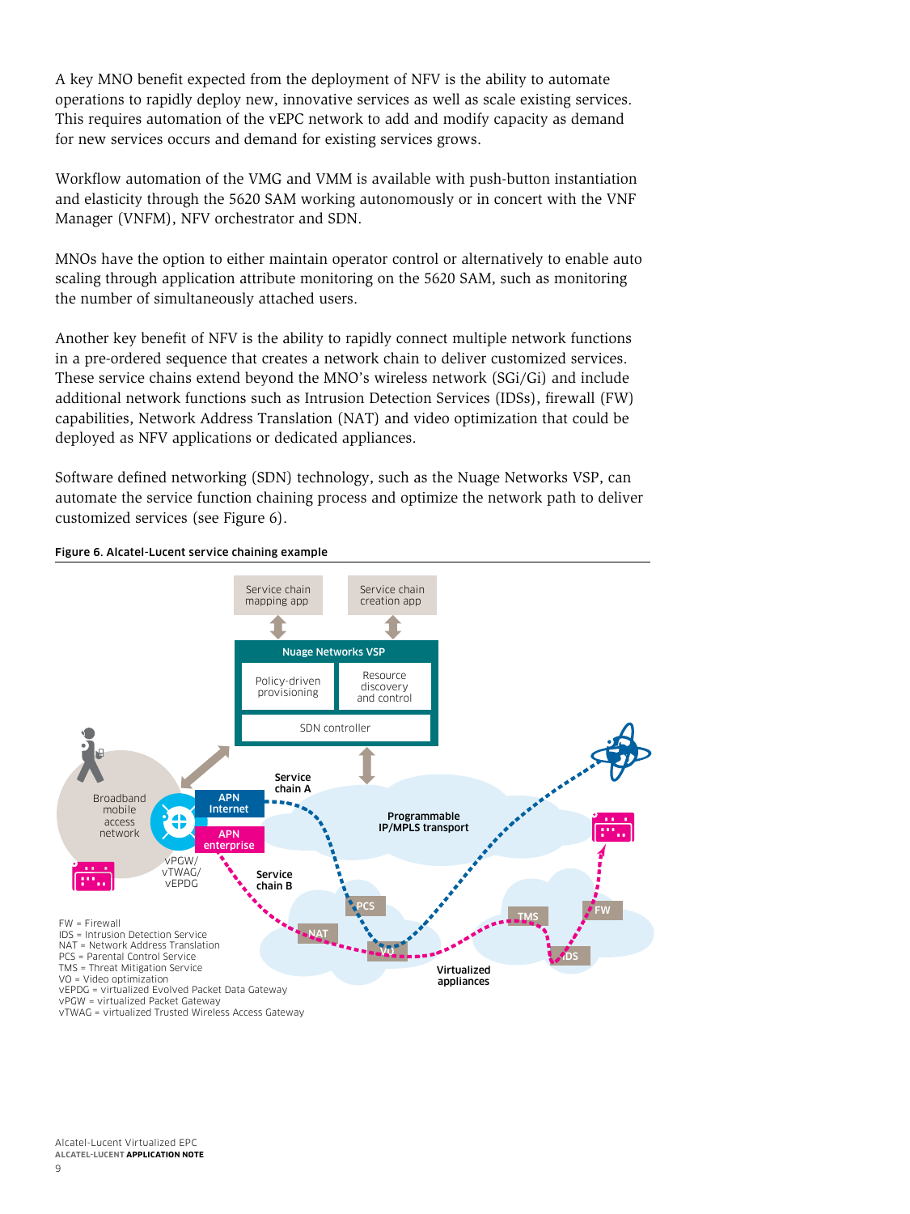A key MNO benefit expected from the deployment of NFV is the ability to automate operations to rapidly deploy new, innovative services as well as scale existing services. This requires automation of the vEPC network to add and modify capacity as demand for new services occurs and demand for existing services grows.

Workflow automation of the VMG and VMM is available with push-button instantiation and elasticity through the 5620 SAM working autonomously or in concert with the VNF Manager (VNFM), NFV orchestrator and SDN.

MNOs have the option to either maintain operator control or alternatively to enable auto scaling through application attribute monitoring on the 5620 SAM, such as monitoring the number of simultaneously attached users.

Another key benefit of NFV is the ability to rapidly connect multiple network functions in a pre-ordered sequence that creates a network chain to deliver customized services. These service chains extend beyond the MNO's wireless network (SGi/Gi) and include additional network functions such as Intrusion Detection Services (IDSs), firewall (FW) capabilities, Network Address Translation (NAT) and video optimization that could be deployed as NFV applications or dedicated appliances.

Software defined networking (SDN) technology, such as the Nuage Networks VSP, can automate the service function chaining process and optimize the network path to deliver customized services (see Figure 6).

**Figure 6. Alcatel-Lucent service chaining example**

Service chain mapping app | Service chain creation app

Nuage Networks VSP: Policy-driven provisioning | Resource discovery and control | SDN controller

Broadband mobile access network — vPGW/vTWAG/vEPDG — APN Internet (Service chain A) — APN enterprise (Service chain B)

Programmable IP/MPLS transport

Virtualized appliances: PCS, NAT, VO, TMS, IDS, FW

FW = Firewall
IDS = Intrusion Detection Service
NAT = Network Address Translation
PCS = Parental Control Service
TMS = Threat Mitigation Service
VO = Video optimization
vEPDG = virtualized Evolved Packet Data Gateway
vPGW = virtualized Packet Gateway
vTWAG = virtualized Trusted Wireless Access Gateway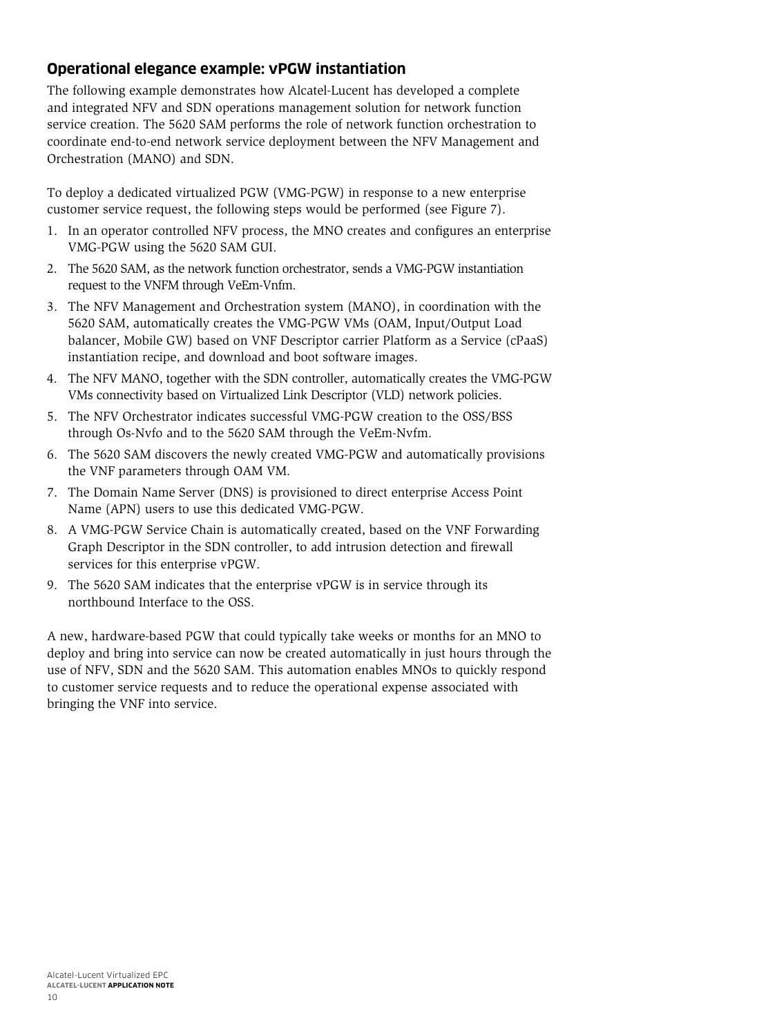## Operational elegance example: vPGW instantiation

The following example demonstrates how Alcatel-Lucent has developed a complete and integrated NFV and SDN operations management solution for network function service creation. The 5620 SAM performs the role of network function orchestration to coordinate end-to-end network service deployment between the NFV Management and Orchestration (MANO) and SDN.

To deploy a dedicated virtualized PGW (VMG-PGW) in response to a new enterprise customer service request, the following steps would be performed (see Figure 7).

1. In an operator controlled NFV process, the MNO creates and configures an enterprise VMG-PGW using the 5620 SAM GUI.
2. The 5620 SAM, as the network function orchestrator, sends a VMG-PGW instantiation request to the VNFM through VeEm-Vnfm.
3. The NFV Management and Orchestration system (MANO), in coordination with the 5620 SAM, automatically creates the VMG-PGW VMs (OAM, Input/Output Load balancer, Mobile GW) based on VNF Descriptor carrier Platform as a Service (cPaaS) instantiation recipe, and download and boot software images.
4. The NFV MANO, together with the SDN controller, automatically creates the VMG-PGW VMs connectivity based on Virtualized Link Descriptor (VLD) network policies.
5. The NFV Orchestrator indicates successful VMG-PGW creation to the OSS/BSS through Os-Nvfo and to the 5620 SAM through the VeEm-Nvfm.
6. The 5620 SAM discovers the newly created VMG-PGW and automatically provisions the VNF parameters through OAM VM.
7. The Domain Name Server (DNS) is provisioned to direct enterprise Access Point Name (APN) users to use this dedicated VMG-PGW.
8. A VMG-PGW Service Chain is automatically created, based on the VNF Forwarding Graph Descriptor in the SDN controller, to add intrusion detection and firewall services for this enterprise vPGW.
9. The 5620 SAM indicates that the enterprise vPGW is in service through its northbound Interface to the OSS.

A new, hardware-based PGW that could typically take weeks or months for an MNO to deploy and bring into service can now be created automatically in just hours through the use of NFV, SDN and the 5620 SAM. This automation enables MNOs to quickly respond to customer service requests and to reduce the operational expense associated with bringing the VNF into service.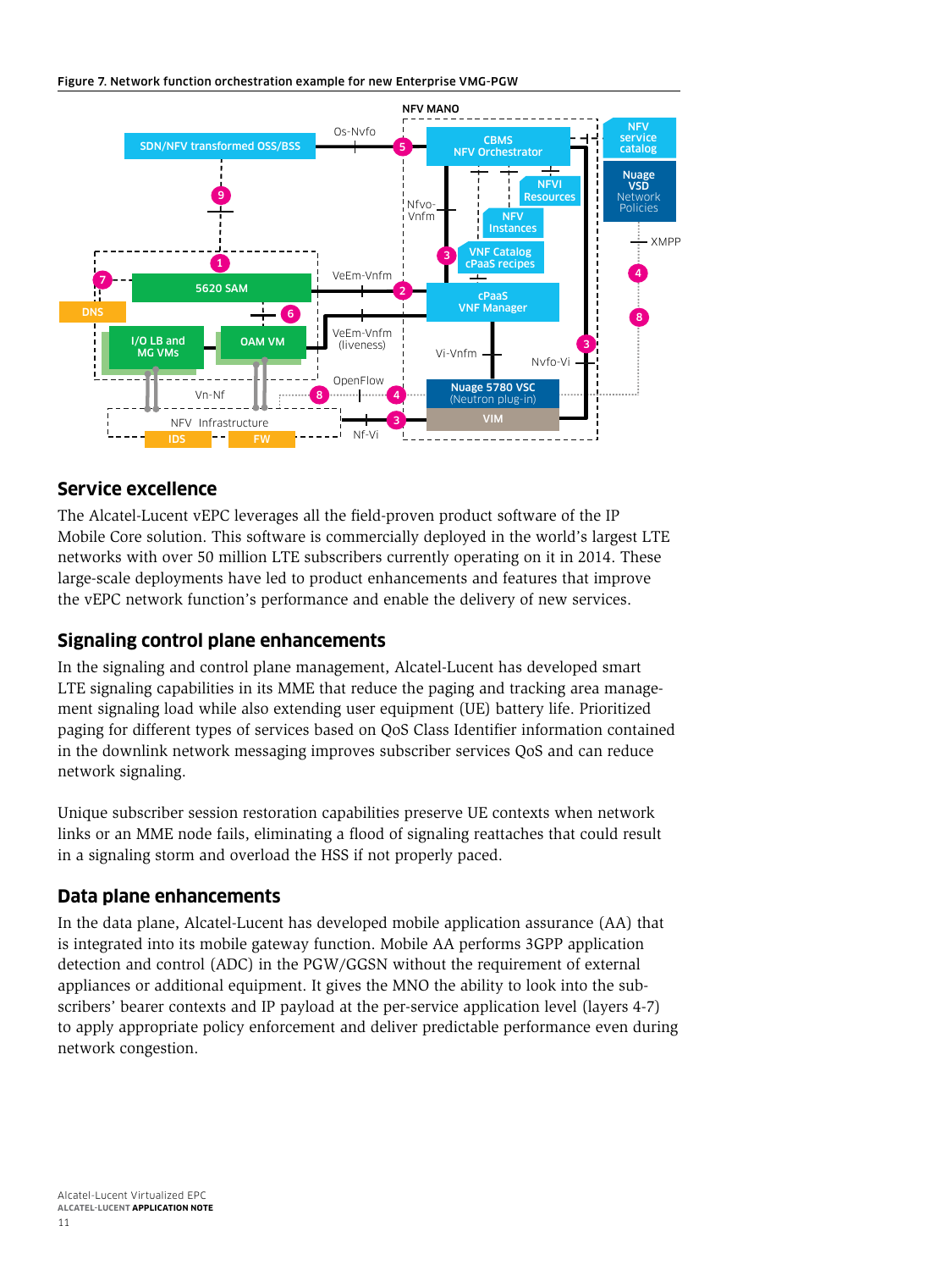Figure 7. Network function orchestration example for new Enterprise VMG-PGW

## Service excellence

The Alcatel-Lucent vEPC leverages all the field-proven product software of the IP Mobile Core solution. This software is commercially deployed in the world's largest LTE networks with over 50 million LTE subscribers currently operating on it in 2014. These large-scale deployments have led to product enhancements and features that improve the vEPC network function's performance and enable the delivery of new services.

## Signaling control plane enhancements

In the signaling and control plane management, Alcatel-Lucent has developed smart LTE signaling capabilities in its MME that reduce the paging and tracking area management signaling load while also extending user equipment (UE) battery life. Prioritized paging for different types of services based on QoS Class Identifier information contained in the downlink network messaging improves subscriber services QoS and can reduce network signaling.

Unique subscriber session restoration capabilities preserve UE contexts when network links or an MME node fails, eliminating a flood of signaling reattaches that could result in a signaling storm and overload the HSS if not properly paced.

## Data plane enhancements

In the data plane, Alcatel-Lucent has developed mobile application assurance (AA) that is integrated into its mobile gateway function. Mobile AA performs 3GPP application detection and control (ADC) in the PGW/GGSN without the requirement of external appliances or additional equipment. It gives the MNO the ability to look into the subscribers' bearer contexts and IP payload at the per-service application level (layers 4-7) to apply appropriate policy enforcement and deliver predictable performance even during network congestion.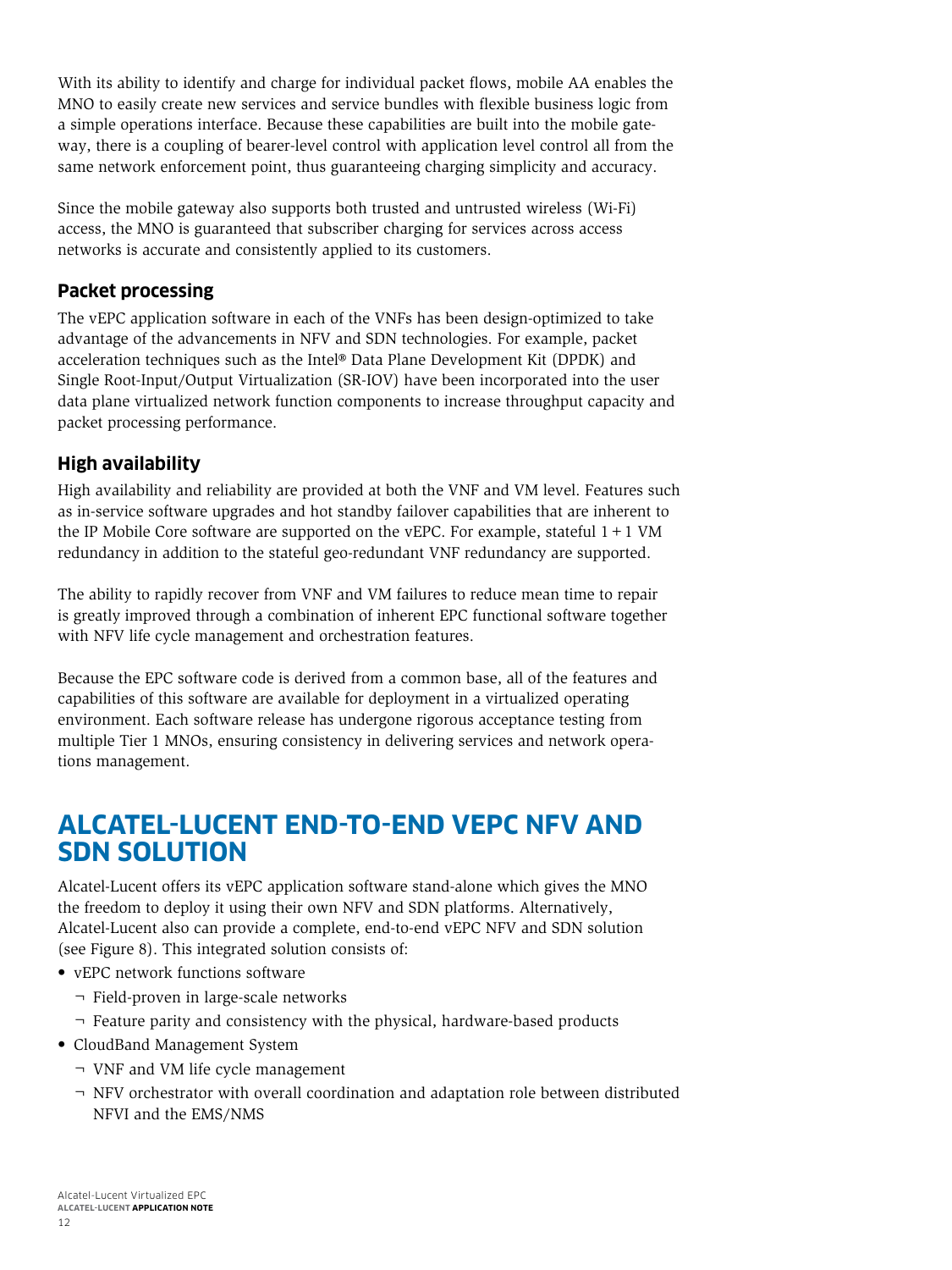With its ability to identify and charge for individual packet flows, mobile AA enables the MNO to easily create new services and service bundles with flexible business logic from a simple operations interface. Because these capabilities are built into the mobile gateway, there is a coupling of bearer-level control with application level control all from the same network enforcement point, thus guaranteeing charging simplicity and accuracy.

Since the mobile gateway also supports both trusted and untrusted wireless (Wi-Fi) access, the MNO is guaranteed that subscriber charging for services across access networks is accurate and consistently applied to its customers.

### Packet processing

The vEPC application software in each of the VNFs has been design-optimized to take advantage of the advancements in NFV and SDN technologies. For example, packet acceleration techniques such as the Intel® Data Plane Development Kit (DPDK) and Single Root-Input/Output Virtualization (SR-IOV) have been incorporated into the user data plane virtualized network function components to increase throughput capacity and packet processing performance.

### High availability

High availability and reliability are provided at both the VNF and VM level. Features such as in-service software upgrades and hot standby failover capabilities that are inherent to the IP Mobile Core software are supported on the vEPC. For example, stateful 1 + 1 VM redundancy in addition to the stateful geo-redundant VNF redundancy are supported.

The ability to rapidly recover from VNF and VM failures to reduce mean time to repair is greatly improved through a combination of inherent EPC functional software together with NFV life cycle management and orchestration features.

Because the EPC software code is derived from a common base, all of the features and capabilities of this software are available for deployment in a virtualized operating environment. Each software release has undergone rigorous acceptance testing from multiple Tier 1 MNOs, ensuring consistency in delivering services and network operations management.

## ALCATEL-LUCENT END-TO-END VEPC NFV AND SDN SOLUTION

Alcatel-Lucent offers its vEPC application software stand-alone which gives the MNO the freedom to deploy it using their own NFV and SDN platforms. Alternatively, Alcatel-Lucent also can provide a complete, end-to-end vEPC NFV and SDN solution (see Figure 8). This integrated solution consists of:

- vEPC network functions software
  - Field-proven in large-scale networks
  - Feature parity and consistency with the physical, hardware-based products
- CloudBand Management System
  - VNF and VM life cycle management
  - NFV orchestrator with overall coordination and adaptation role between distributed NFVI and the EMS/NMS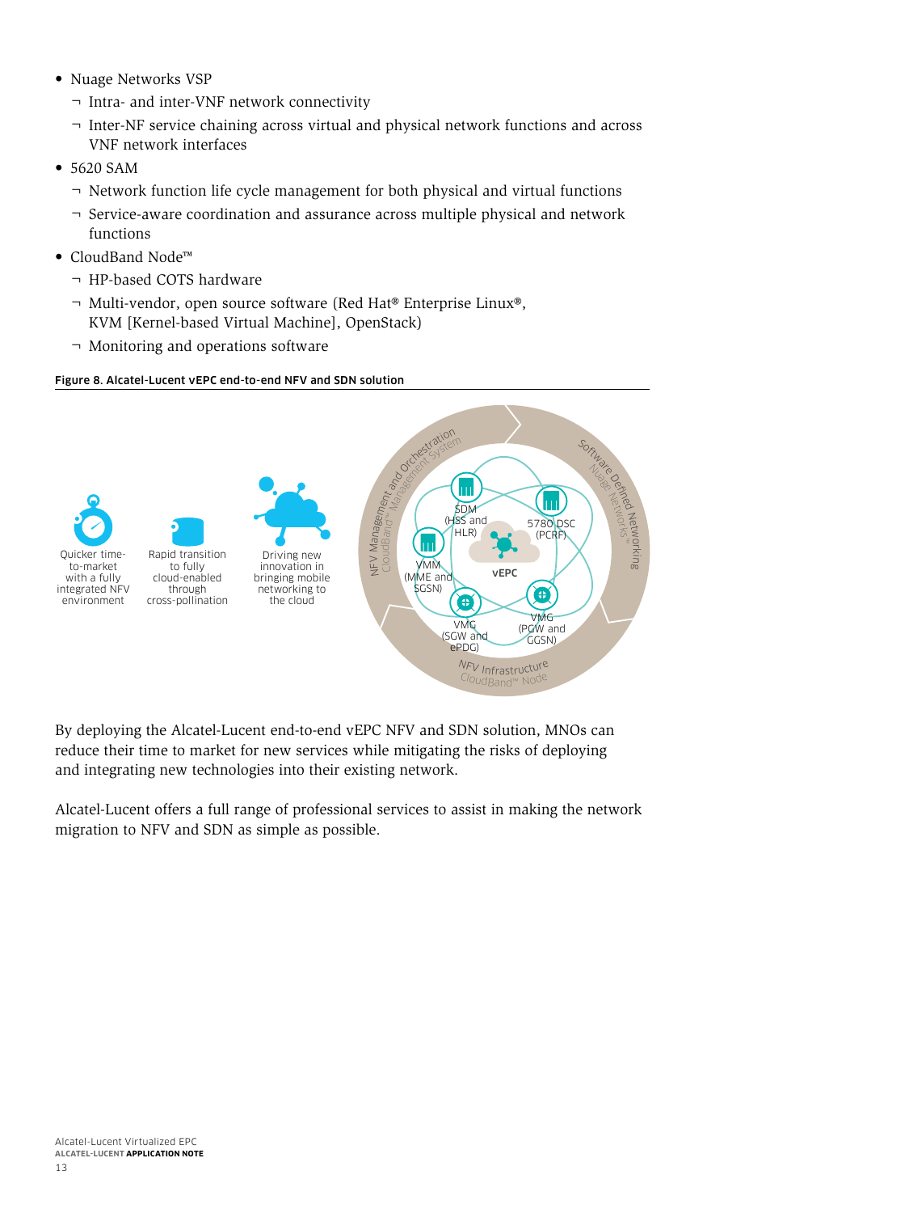- Nuage Networks VSP
  - Intra- and inter-VNF network connectivity
  - Inter-NF service chaining across virtual and physical network functions and across VNF network interfaces
- 5620 SAM
  - Network function life cycle management for both physical and virtual functions
  - Service-aware coordination and assurance across multiple physical and network functions
- CloudBand Node™
  - HP-based COTS hardware
  - Multi-vendor, open source software (Red Hat® Enterprise Linux®, KVM [Kernel-based Virtual Machine], OpenStack)
  - Monitoring and operations software

**Figure 8. Alcatel-Lucent vEPC end-to-end NFV and SDN solution**

By deploying the Alcatel-Lucent end-to-end vEPC NFV and SDN solution, MNOs can reduce their time to market for new services while mitigating the risks of deploying and integrating new technologies into their existing network.

Alcatel-Lucent offers a full range of professional services to assist in making the network migration to NFV and SDN as simple as possible.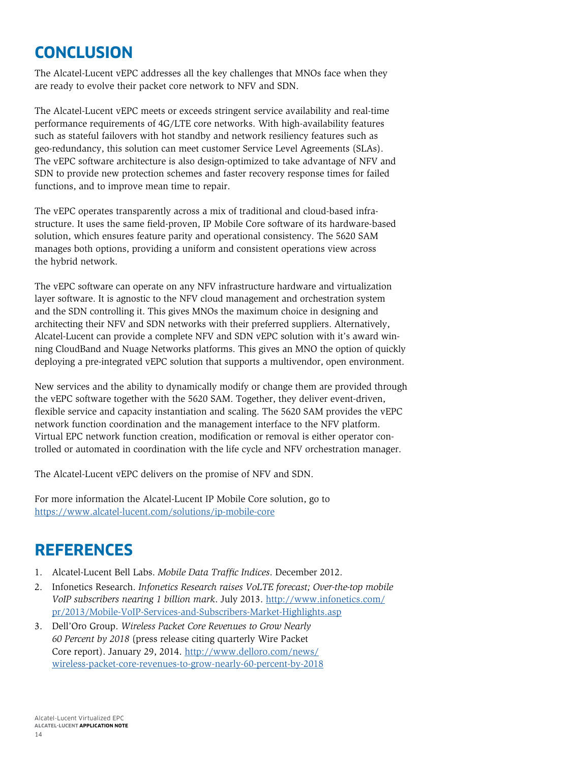## CONCLUSION

The Alcatel-Lucent vEPC addresses all the key challenges that MNOs face when they are ready to evolve their packet core network to NFV and SDN.

The Alcatel-Lucent vEPC meets or exceeds stringent service availability and real-time performance requirements of 4G/LTE core networks. With high-availability features such as stateful failovers with hot standby and network resiliency features such as geo-redundancy, this solution can meet customer Service Level Agreements (SLAs). The vEPC software architecture is also design-optimized to take advantage of NFV and SDN to provide new protection schemes and faster recovery response times for failed functions, and to improve mean time to repair.

The vEPC operates transparently across a mix of traditional and cloud-based infrastructure. It uses the same field-proven, IP Mobile Core software of its hardware-based solution, which ensures feature parity and operational consistency. The 5620 SAM manages both options, providing a uniform and consistent operations view across the hybrid network.

The vEPC software can operate on any NFV infrastructure hardware and virtualization layer software. It is agnostic to the NFV cloud management and orchestration system and the SDN controlling it. This gives MNOs the maximum choice in designing and architecting their NFV and SDN networks with their preferred suppliers. Alternatively, Alcatel-Lucent can provide a complete NFV and SDN vEPC solution with it's award winning CloudBand and Nuage Networks platforms. This gives an MNO the option of quickly deploying a pre-integrated vEPC solution that supports a multivendor, open environment.

New services and the ability to dynamically modify or change them are provided through the vEPC software together with the 5620 SAM. Together, they deliver event-driven, flexible service and capacity instantiation and scaling. The 5620 SAM provides the vEPC network function coordination and the management interface to the NFV platform. Virtual EPC network function creation, modification or removal is either operator controlled or automated in coordination with the life cycle and NFV orchestration manager.

The Alcatel-Lucent vEPC delivers on the promise of NFV and SDN.

For more information the Alcatel-Lucent IP Mobile Core solution, go to https://www.alcatel-lucent.com/solutions/ip-mobile-core

## REFERENCES

1. Alcatel-Lucent Bell Labs. *Mobile Data Traffic Indices*. December 2012.
2. Infonetics Research. *Infonetics Research raises VoLTE forecast; Over-the-top mobile VoIP subscribers nearing 1 billion mark*. July 2013. http://www.infonetics.com/pr/2013/Mobile-VoIP-Services-and-Subscribers-Market-Highlights.asp
3. Dell'Oro Group. *Wireless Packet Core Revenues to Grow Nearly 60 Percent by 2018* (press release citing quarterly Wire Packet Core report). January 29, 2014. http://www.delloro.com/news/wireless-packet-core-revenues-to-grow-nearly-60-percent-by-2018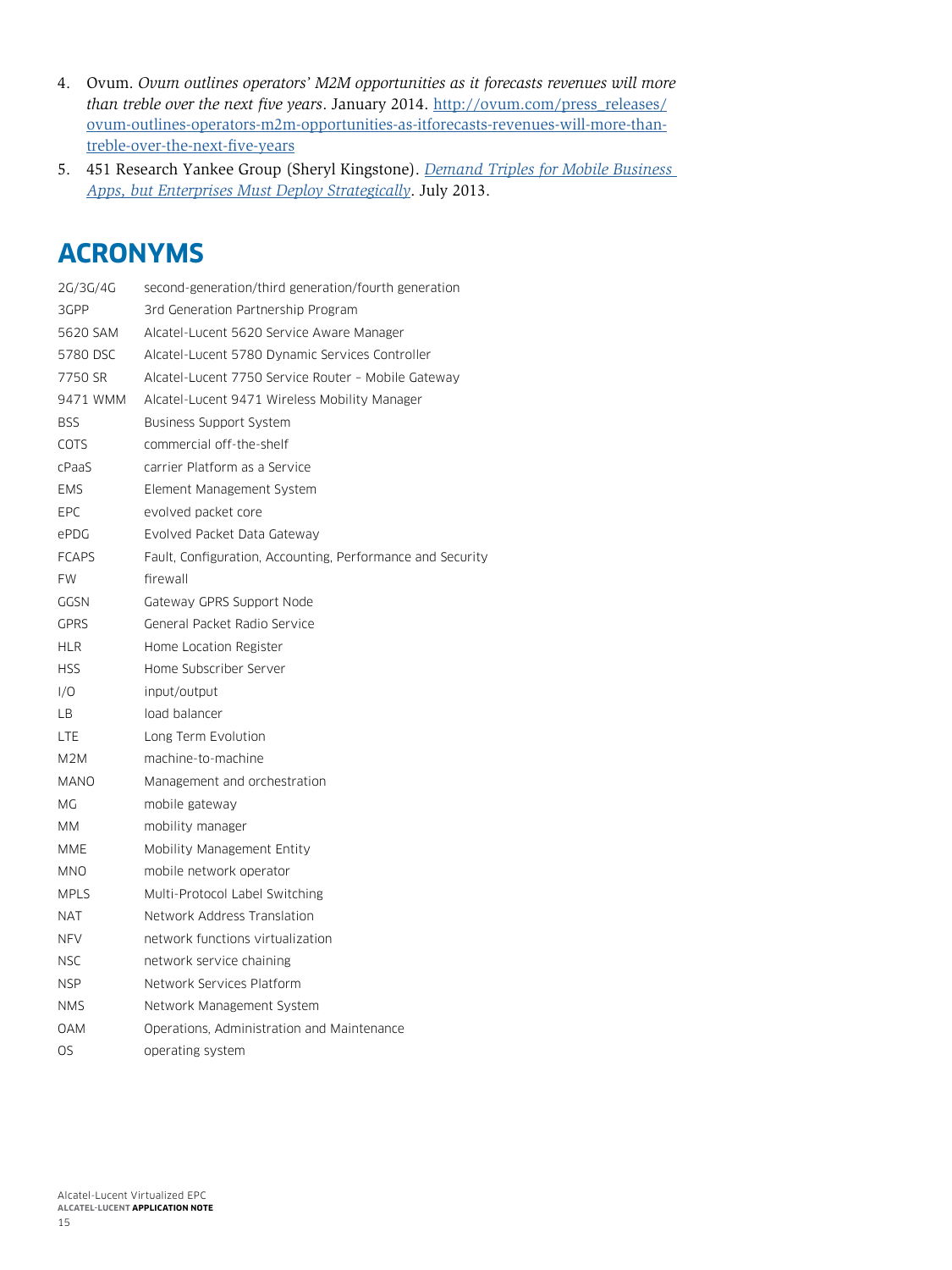4. Ovum. *Ovum outlines operators' M2M opportunities as it forecasts revenues will more than treble over the next five years*. January 2014. [http://ovum.com/press_releases/ovum-outlines-operators-m2m-opportunities-as-itforecasts-revenues-will-more-than-treble-over-the-next-five-years](http://ovum.com/press_releases/ovum-outlines-operators-m2m-opportunities-as-itforecasts-revenues-will-more-than-treble-over-the-next-five-years)
5. 451 Research Yankee Group (Sheryl Kingstone). *Demand Triples for Mobile Business Apps, but Enterprises Must Deploy Strategically*. July 2013.

# ACRONYMS

| | |
|---|---|
| 2G/3G/4G | second-generation/third generation/fourth generation |
| 3GPP | 3rd Generation Partnership Program |
| 5620 SAM | Alcatel-Lucent 5620 Service Aware Manager |
| 5780 DSC | Alcatel-Lucent 5780 Dynamic Services Controller |
| 7750 SR | Alcatel-Lucent 7750 Service Router – Mobile Gateway |
| 9471 WMM | Alcatel-Lucent 9471 Wireless Mobility Manager |
| BSS | Business Support System |
| COTS | commercial off-the-shelf |
| cPaaS | carrier Platform as a Service |
| EMS | Element Management System |
| EPC | evolved packet core |
| ePDG | Evolved Packet Data Gateway |
| FCAPS | Fault, Configuration, Accounting, Performance and Security |
| FW | firewall |
| GGSN | Gateway GPRS Support Node |
| GPRS | General Packet Radio Service |
| HLR | Home Location Register |
| HSS | Home Subscriber Server |
| I/O | input/output |
| LB | load balancer |
| LTE | Long Term Evolution |
| M2M | machine-to-machine |
| MANO | Management and orchestration |
| MG | mobile gateway |
| MM | mobility manager |
| MME | Mobility Management Entity |
| MNO | mobile network operator |
| MPLS | Multi-Protocol Label Switching |
| NAT | Network Address Translation |
| NFV | network functions virtualization |
| NSC | network service chaining |
| NSP | Network Services Platform |
| NMS | Network Management System |
| OAM | Operations, Administration and Maintenance |
| OS | operating system |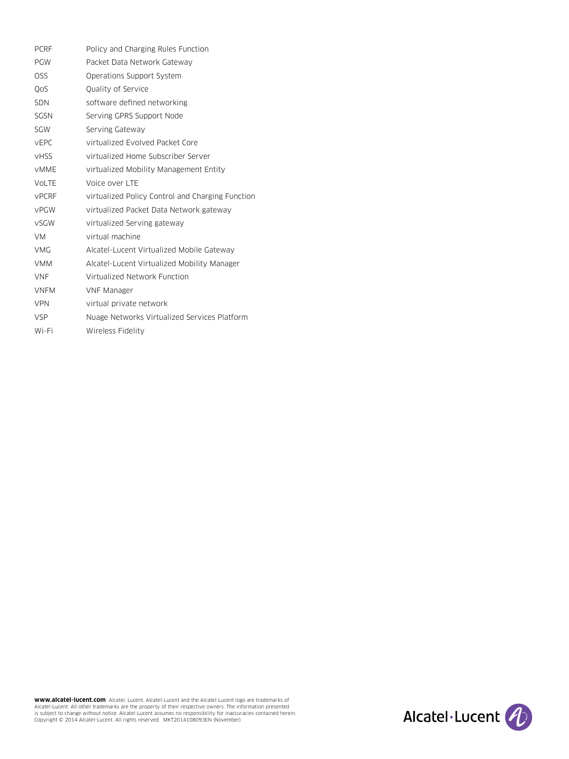| | |
|---|---|
| PCRF | Policy and Charging Rules Function |
| PGW | Packet Data Network Gateway |
| OSS | Operations Support System |
| QoS | Quality of Service |
| SDN | software defined networking |
| SGSN | Serving GPRS Support Node |
| SGW | Serving Gateway |
| vEPC | virtualized Evolved Packet Core |
| vHSS | virtualized Home Subscriber Server |
| vMME | virtualized Mobility Management Entity |
| VoLTE | Voice over LTE |
| vPCRF | virtualized Policy Control and Charging Function |
| vPGW | virtualized Packet Data Network gateway |
| vSGW | virtualized Serving gateway |
| VM | virtual machine |
| VMG | Alcatel-Lucent Virtualized Mobile Gateway |
| VMM | Alcatel-Lucent Virtualized Mobility Manager |
| VNF | Virtualized Network Function |
| VNFM | VNF Manager |
| VPN | virtual private network |
| VSP | Nuage Networks Virtualized Services Platform |
| Wi-Fi | Wireless Fidelity |

**www.alcatel-lucent.com** Alcatel, Lucent, Alcatel-Lucent and the Alcatel-Lucent logo are trademarks of Alcatel-Lucent. All other trademarks are the property of their respective owners. The information presented is subject to change without notice. Alcatel-Lucent assumes no responsibility for inaccuracies contained herein. Copyright © 2014 Alcatel-Lucent. All rights reserved. MKT2014108093EN (November)

Alcatel·Lucent